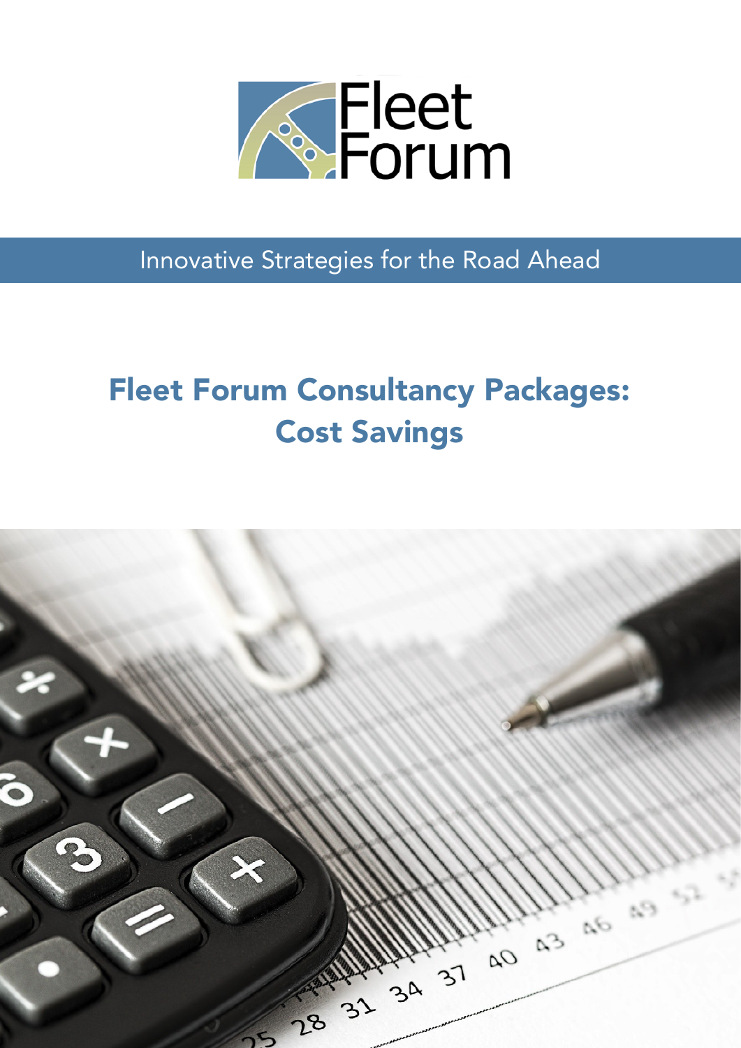Fleet Forum

Innovative Strategies for the Road Ahead

# Fleet Forum Consultancy Packages: Cost Savings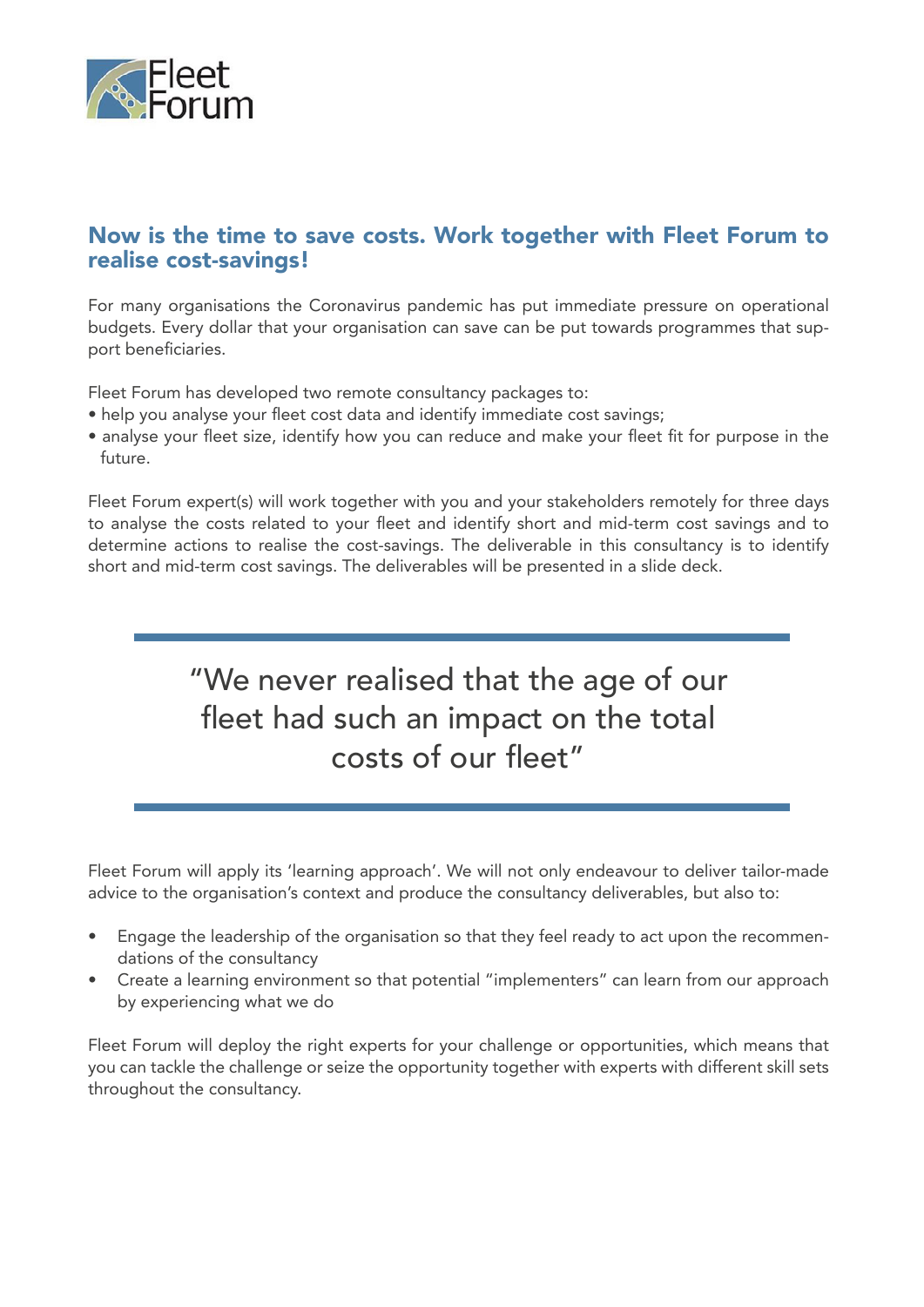## Now is the time to save costs. Work together with Fleet Forum to realise cost-savings!

For many organisations the Coronavirus pandemic has put immediate pressure on operational budgets. Every dollar that your organisation can save can be put towards programmes that support beneficiaries.

Fleet Forum has developed two remote consultancy packages to:

- help you analyse your fleet cost data and identify immediate cost savings;
- analyse your fleet size, identify how you can reduce and make your fleet fit for purpose in the future.

Fleet Forum expert(s) will work together with you and your stakeholders remotely for three days to analyse the costs related to your fleet and identify short and mid-term cost savings and to determine actions to realise the cost-savings. The deliverable in this consultancy is to identify short and mid-term cost savings. The deliverables will be presented in a slide deck.

> "We never realised that the age of our fleet had such an impact on the total costs of our fleet"

Fleet Forum will apply its 'learning approach'. We will not only endeavour to deliver tailor-made advice to the organisation's context and produce the consultancy deliverables, but also to:

- Engage the leadership of the organisation so that they feel ready to act upon the recommendations of the consultancy
- Create a learning environment so that potential "implementers" can learn from our approach by experiencing what we do

Fleet Forum will deploy the right experts for your challenge or opportunities, which means that you can tackle the challenge or seize the opportunity together with experts with different skill sets throughout the consultancy.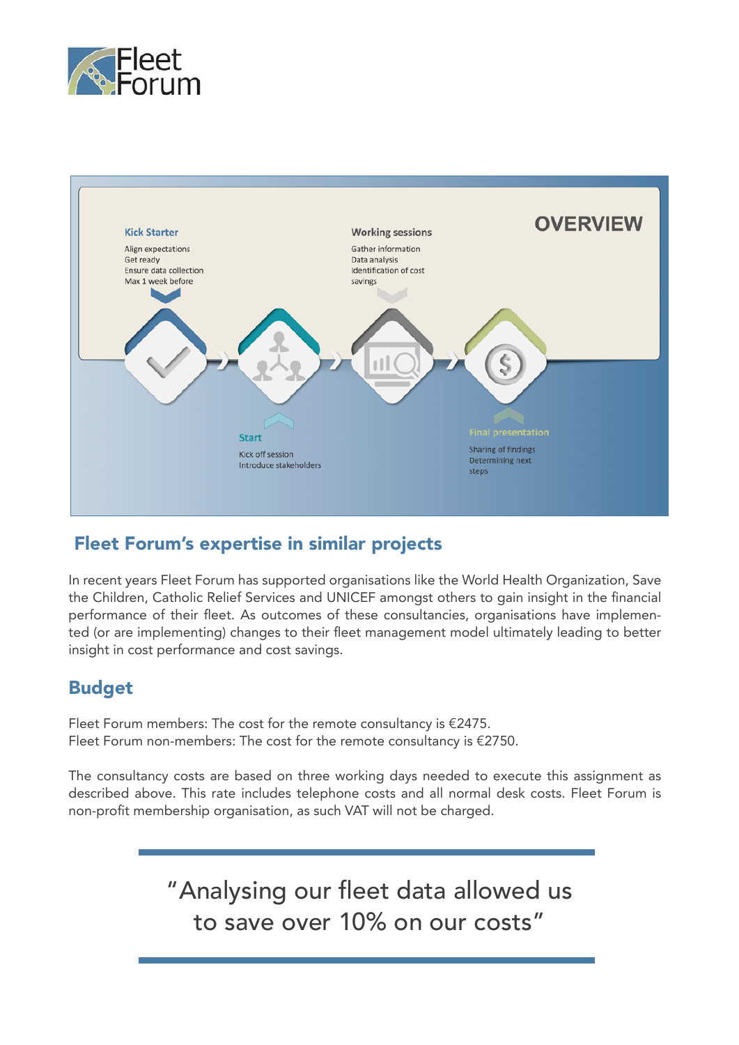Fleet Forum

OVERVIEW

Kick Starter

Align expectations
Get ready
Ensure data collection
Max 1 week before

Start

Kick off session
Introduce stakeholders

Working sessions

Gather information
Data analysis
Identification of cost savings

Final presentation

Sharing of findings
Determining next steps

## Fleet Forum's expertise in similar projects

In recent years Fleet Forum has supported organisations like the World Health Organization, Save the Children, Catholic Relief Services and UNICEF amongst others to gain insight in the financial performance of their fleet. As outcomes of these consultancies, organisations have implemented (or are implementing) changes to their fleet management model ultimately leading to better insight in cost performance and cost savings.

## Budget

Fleet Forum members: The cost for the remote consultancy is €2475.
Fleet Forum non-members: The cost for the remote consultancy is €2750.

The consultancy costs are based on three working days needed to execute this assignment as described above. This rate includes telephone costs and all normal desk costs. Fleet Forum is non-profit membership organisation, as such VAT will not be charged.

> "Analysing our fleet data allowed us to save over 10% on our costs"